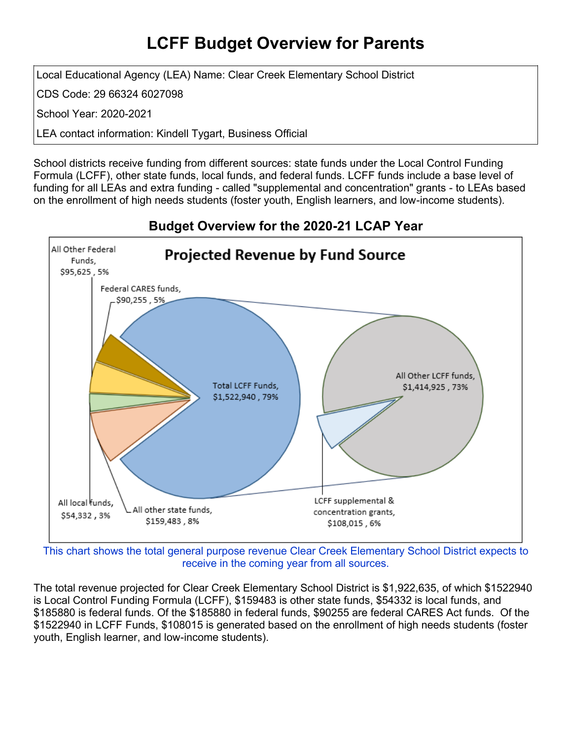# LCFF Budget Overview for Parents

Local Educational Agency (LEA) Name: Clear Creek Elementary School District

CDS Code: 29 66324 6027098

School Year: 2020-2021

LEA contact information: Kindell Tygart, Business Official

School districts receive funding from different sources: state funds under the Local Control Funding Formula (LCFF), other state funds, local funds, and federal funds. LCFF funds include a base level of funding for all LEAs and extra funding - called "supplemental and concentration" grants - to LEAs based on the enrollment of high needs students (foster youth, English learners, and low-income students).

## Budget Overview for the 2020-21 LCAP Year

**Projected Revenue by Fund Source**

- All Other Federal Funds, $95,625 , 5%
- Federal CARES funds, $90,255 , 5%
- Total LCFF Funds, $1,522,940 , 79%
- All Other LCFF funds, $1,414,925 , 73%
- LCFF supplemental & concentration grants, $108,015 , 6%
- All local funds, $54,332 , 3%
- All other state funds, $159,483 , 8%

This chart shows the total general purpose revenue Clear Creek Elementary School District expects to receive in the coming year from all sources.

The total revenue projected for Clear Creek Elementary School District is $1,922,635, of which $1522940 is Local Control Funding Formula (LCFF), $159483 is other state funds, $54332 is local funds, and $185880 is federal funds. Of the $185880 in federal funds, $90255 are federal CARES Act funds. Of the $1522940 in LCFF Funds, $108015 is generated based on the enrollment of high needs students (foster youth, English learner, and low-income students).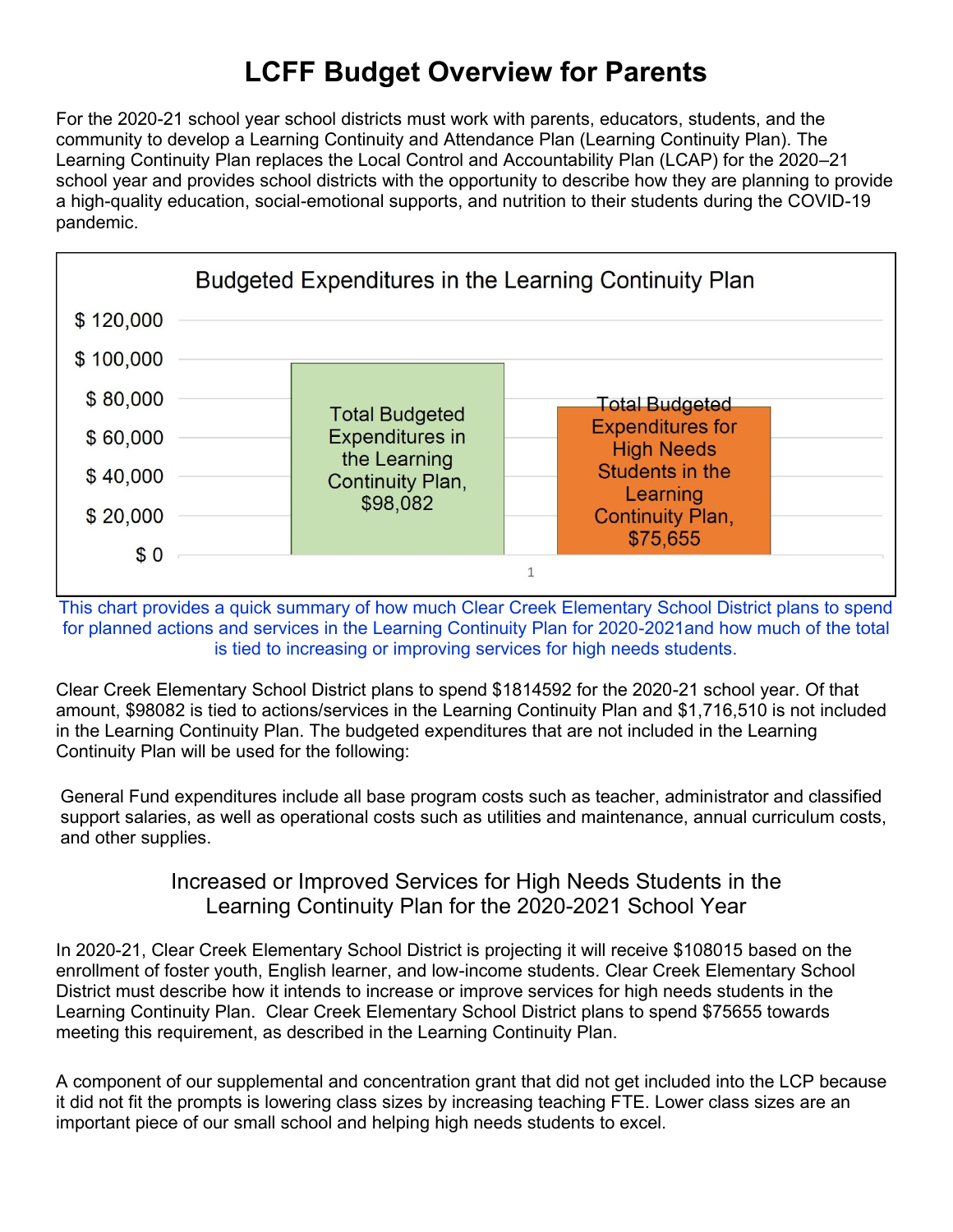# LCFF Budget Overview for Parents

For the 2020-21 school year school districts must work with parents, educators, students, and the community to develop a Learning Continuity and Attendance Plan (Learning Continuity Plan). The Learning Continuity Plan replaces the Local Control and Accountability Plan (LCAP) for the 2020–21 school year and provides school districts with the opportunity to describe how they are planning to provide a high-quality education, social-emotional supports, and nutrition to their students during the COVID-19 pandemic.

**Budgeted Expenditures in the Learning Continuity Plan**

| Category | Amount |
| --- | --- |
| Total Budgeted Expenditures in the Learning Continuity Plan | $98,082 |
| Total Budgeted Expenditures for High Needs Students in the Learning Continuity Plan | $75,655 |

This chart provides a quick summary of how much Clear Creek Elementary School District plans to spend for planned actions and services in the Learning Continuity Plan for 2020-2021and how much of the total is tied to increasing or improving services for high needs students.

Clear Creek Elementary School District plans to spend $1814592 for the 2020-21 school year. Of that amount, $98082 is tied to actions/services in the Learning Continuity Plan and $1,716,510 is not included in the Learning Continuity Plan. The budgeted expenditures that are not included in the Learning Continuity Plan will be used for the following:

General Fund expenditures include all base program costs such as teacher, administrator and classified support salaries, as well as operational costs such as utilities and maintenance, annual curriculum costs, and other supplies.

## Increased or Improved Services for High Needs Students in the Learning Continuity Plan for the 2020-2021 School Year

In 2020-21, Clear Creek Elementary School District is projecting it will receive $108015 based on the enrollment of foster youth, English learner, and low-income students. Clear Creek Elementary School District must describe how it intends to increase or improve services for high needs students in the Learning Continuity Plan. Clear Creek Elementary School District plans to spend $75655 towards meeting this requirement, as described in the Learning Continuity Plan.

A component of our supplemental and concentration grant that did not get included into the LCP because it did not fit the prompts is lowering class sizes by increasing teaching FTE. Lower class sizes are an important piece of our small school and helping high needs students to excel.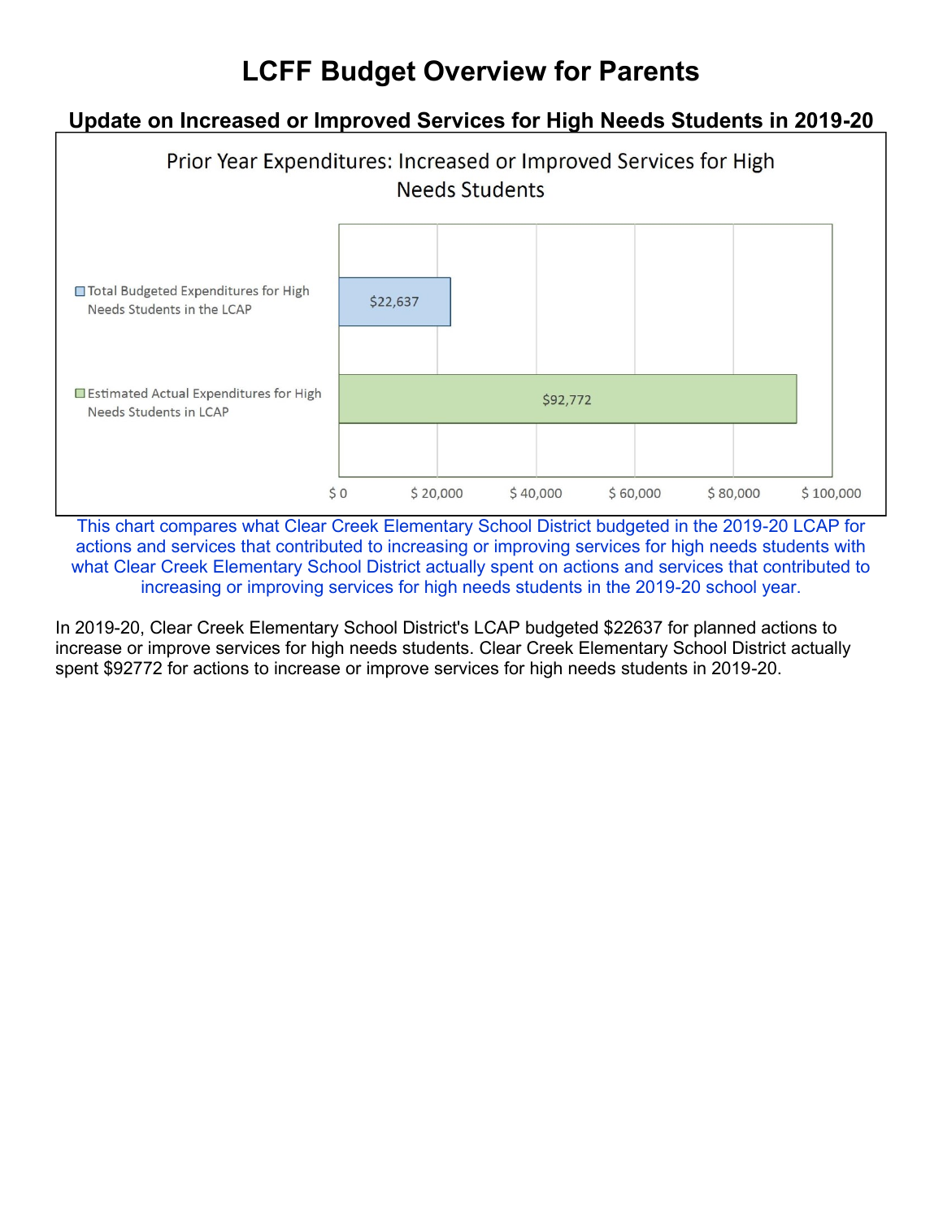# LCFF Budget Overview for Parents

## Update on Increased or Improved Services for High Needs Students in 2019-20

Prior Year Expenditures: Increased or Improved Services for High Needs Students

Total Budgeted Expenditures for High Needs Students in the LCAP

$22,637

Estimated Actual Expenditures for High Needs Students in LCAP

$92,772

$ 0
$ 20,000
$ 40,000
$ 60,000
$ 80,000
$ 100,000

This chart compares what Clear Creek Elementary School District budgeted in the 2019-20 LCAP for actions and services that contributed to increasing or improving services for high needs students with what Clear Creek Elementary School District actually spent on actions and services that contributed to increasing or improving services for high needs students in the 2019-20 school year.

In 2019-20, Clear Creek Elementary School District's LCAP budgeted $22637 for planned actions to increase or improve services for high needs students. Clear Creek Elementary School District actually spent $92772 for actions to increase or improve services for high needs students in 2019-20.